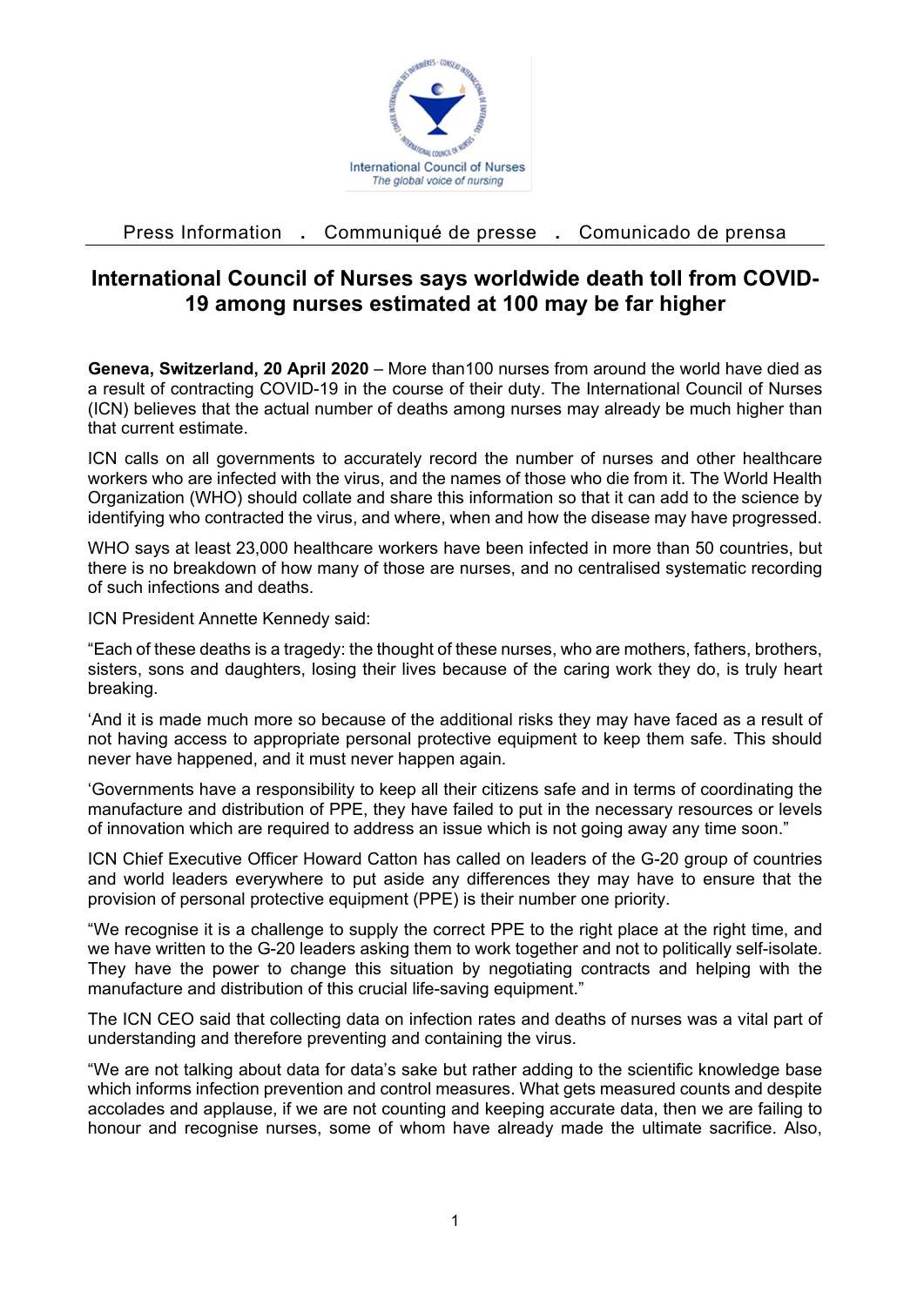International Council of Nurses
*The global voice of nursing*

Press Information . Communiqué de presse . Comunicado de prensa

# International Council of Nurses says worldwide death toll from COVID-19 among nurses estimated at 100 may be far higher

**Geneva, Switzerland, 20 April 2020** – More than100 nurses from around the world have died as a result of contracting COVID-19 in the course of their duty. The International Council of Nurses (ICN) believes that the actual number of deaths among nurses may already be much higher than that current estimate.

ICN calls on all governments to accurately record the number of nurses and other healthcare workers who are infected with the virus, and the names of those who die from it. The World Health Organization (WHO) should collate and share this information so that it can add to the science by identifying who contracted the virus, and where, when and how the disease may have progressed.

WHO says at least 23,000 healthcare workers have been infected in more than 50 countries, but there is no breakdown of how many of those are nurses, and no centralised systematic recording of such infections and deaths.

ICN President Annette Kennedy said:

"Each of these deaths is a tragedy: the thought of these nurses, who are mothers, fathers, brothers, sisters, sons and daughters, losing their lives because of the caring work they do, is truly heart breaking.

'And it is made much more so because of the additional risks they may have faced as a result of not having access to appropriate personal protective equipment to keep them safe. This should never have happened, and it must never happen again.

'Governments have a responsibility to keep all their citizens safe and in terms of coordinating the manufacture and distribution of PPE, they have failed to put in the necessary resources or levels of innovation which are required to address an issue which is not going away any time soon."

ICN Chief Executive Officer Howard Catton has called on leaders of the G-20 group of countries and world leaders everywhere to put aside any differences they may have to ensure that the provision of personal protective equipment (PPE) is their number one priority.

"We recognise it is a challenge to supply the correct PPE to the right place at the right time, and we have written to the G-20 leaders asking them to work together and not to politically self-isolate. They have the power to change this situation by negotiating contracts and helping with the manufacture and distribution of this crucial life-saving equipment."

The ICN CEO said that collecting data on infection rates and deaths of nurses was a vital part of understanding and therefore preventing and containing the virus.

"We are not talking about data for data's sake but rather adding to the scientific knowledge base which informs infection prevention and control measures. What gets measured counts and despite accolades and applause, if we are not counting and keeping accurate data, then we are failing to honour and recognise nurses, some of whom have already made the ultimate sacrifice. Also,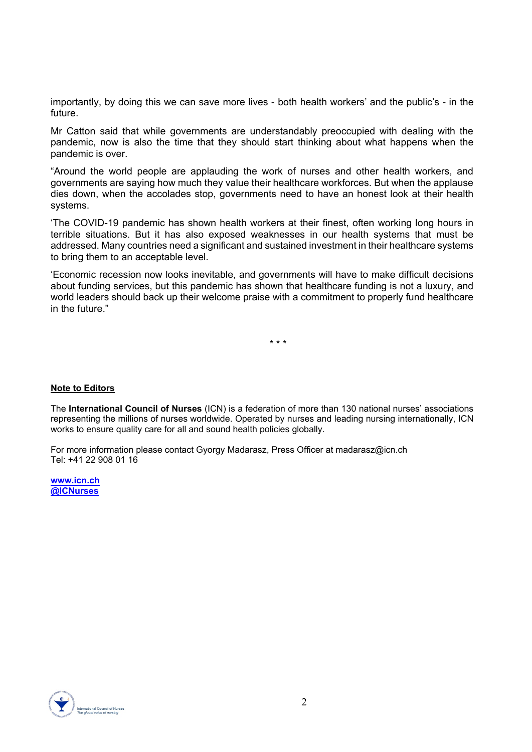importantly, by doing this we can save more lives - both health workers' and the public's - in the future.

Mr Catton said that while governments are understandably preoccupied with dealing with the pandemic, now is also the time that they should start thinking about what happens when the pandemic is over.

"Around the world people are applauding the work of nurses and other health workers, and governments are saying how much they value their healthcare workforces. But when the applause dies down, when the accolades stop, governments need to have an honest look at their health systems.

'The COVID-19 pandemic has shown health workers at their finest, often working long hours in terrible situations. But it has also exposed weaknesses in our health systems that must be addressed. Many countries need a significant and sustained investment in their healthcare systems to bring them to an acceptable level.

'Economic recession now looks inevitable, and governments will have to make difficult decisions about funding services, but this pandemic has shown that healthcare funding is not a luxury, and world leaders should back up their welcome praise with a commitment to properly fund healthcare in the future."

\* \* \*

**Note to Editors**

The **International Council of Nurses** (ICN) is a federation of more than 130 national nurses' associations representing the millions of nurses worldwide. Operated by nurses and leading nursing internationally, ICN works to ensure quality care for all and sound health policies globally.

For more information please contact Gyorgy Madarasz, Press Officer at madarasz@icn.ch
Tel: +41 22 908 01 16

**www.icn.ch**
**@ICNurses**